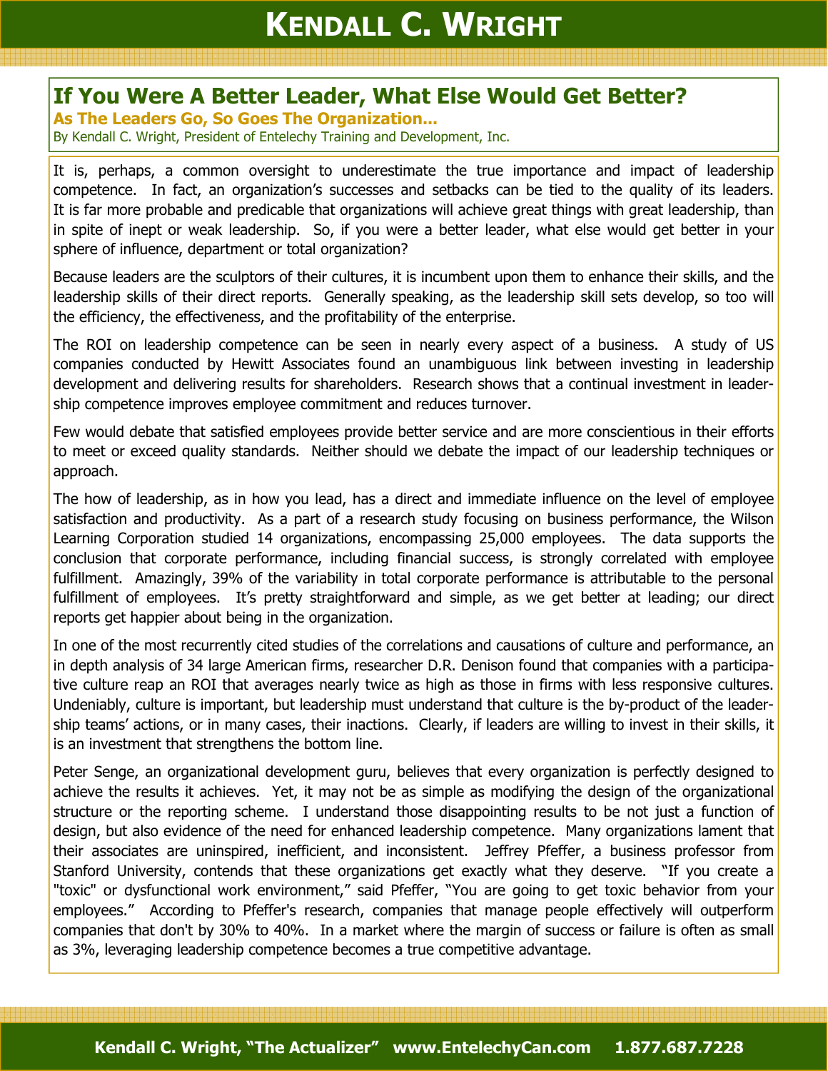# If You Were A Better Leader, What Else Would Get Better?

## As The Leaders Go, So Goes The Organization...

By Kendall C. Wright, President of Entelechy Training and Development, Inc.

It is, perhaps, a common oversight to underestimate the true importance and impact of leadership competence. In fact, an organization's successes and setbacks can be tied to the quality of its leaders. It is far more probable and predicable that organizations will achieve great things with great leadership, than in spite of inept or weak leadership. So, if you were a better leader, what else would get better in your sphere of influence, department or total organization?

Because leaders are the sculptors of their cultures, it is incumbent upon them to enhance their skills, and the leadership skills of their direct reports. Generally speaking, as the leadership skill sets develop, so too will the efficiency, the effectiveness, and the profitability of the enterprise.

The ROI on leadership competence can be seen in nearly every aspect of a business. A study of US companies conducted by Hewitt Associates found an unambiguous link between investing in leadership development and delivering results for shareholders. Research shows that a continual investment in leadership competence improves employee commitment and reduces turnover.

Few would debate that satisfied employees provide better service and are more conscientious in their efforts to meet or exceed quality standards. Neither should we debate the impact of our leadership techniques or approach.

The how of leadership, as in how you lead, has a direct and immediate influence on the level of employee satisfaction and productivity. As a part of a research study focusing on business performance, the Wilson Learning Corporation studied 14 organizations, encompassing 25,000 employees. The data supports the conclusion that corporate performance, including financial success, is strongly correlated with employee fulfillment. Amazingly, 39% of the variability in total corporate performance is attributable to the personal fulfillment of employees. It's pretty straightforward and simple, as we get better at leading; our direct reports get happier about being in the organization.

In one of the most recurrently cited studies of the correlations and causations of culture and performance, an in depth analysis of 34 large American firms, researcher D.R. Denison found that companies with a participative culture reap an ROI that averages nearly twice as high as those in firms with less responsive cultures. Undeniably, culture is important, but leadership must understand that culture is the by-product of the leadership teams' actions, or in many cases, their inactions. Clearly, if leaders are willing to invest in their skills, it is an investment that strengthens the bottom line.

Peter Senge, an organizational development guru, believes that every organization is perfectly designed to achieve the results it achieves. Yet, it may not be as simple as modifying the design of the organizational structure or the reporting scheme. I understand those disappointing results to be not just a function of design, but also evidence of the need for enhanced leadership competence. Many organizations lament that their associates are uninspired, inefficient, and inconsistent. Jeffrey Pfeffer, a business professor from Stanford University, contends that these organizations get exactly what they deserve. "If you create a "toxic" or dysfunctional work environment," said Pfeffer, "You are going to get toxic behavior from your employees." According to Pfeffer's research, companies that manage people effectively will outperform companies that don't by 30% to 40%. In a market where the margin of success or failure is often as small as 3%, leveraging leadership competence becomes a true competitive advantage.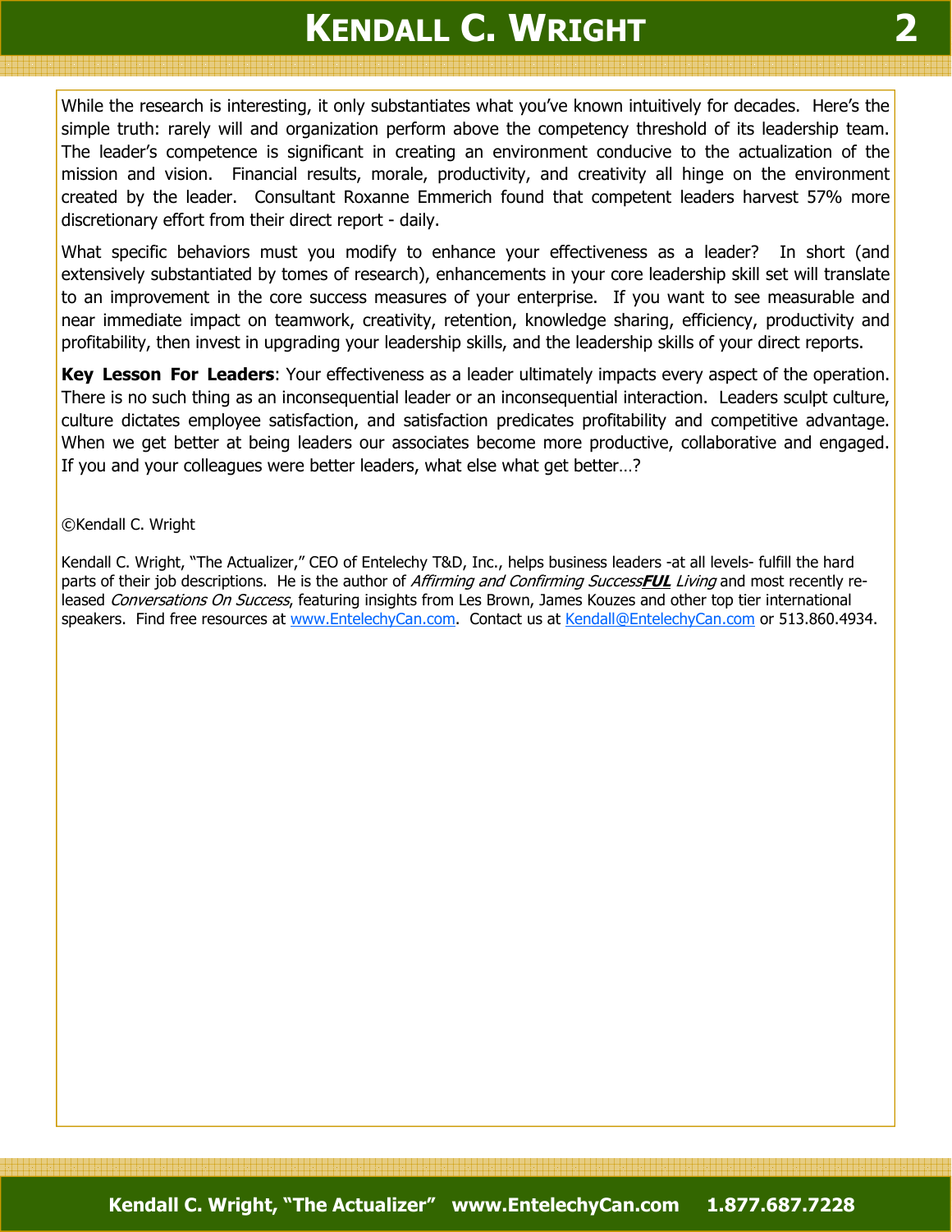While the research is interesting, it only substantiates what you've known intuitively for decades. Here's the simple truth: rarely will and organization perform above the competency threshold of its leadership team. The leader's competence is significant in creating an environment conducive to the actualization of the mission and vision. Financial results, morale, productivity, and creativity all hinge on the environment created by the leader. Consultant Roxanne Emmerich found that competent leaders harvest 57% more discretionary effort from their direct report - daily.

What specific behaviors must you modify to enhance your effectiveness as a leader? In short (and extensively substantiated by tomes of research), enhancements in your core leadership skill set will translate to an improvement in the core success measures of your enterprise. If you want to see measurable and near immediate impact on teamwork, creativity, retention, knowledge sharing, efficiency, productivity and profitability, then invest in upgrading your leadership skills, and the leadership skills of your direct reports.

**Key Lesson For Leaders**: Your effectiveness as a leader ultimately impacts every aspect of the operation. There is no such thing as an inconsequential leader or an inconsequential interaction. Leaders sculpt culture, culture dictates employee satisfaction, and satisfaction predicates profitability and competitive advantage. When we get better at being leaders our associates become more productive, collaborative and engaged. If you and your colleagues were better leaders, what else what get better…?

©Kendall C. Wright

Kendall C. Wright, "The Actualizer," CEO of Entelechy T&D, Inc., helps business leaders -at all levels- fulfill the hard parts of their job descriptions. He is the author of *Affirming and Confirming Success**FUL** Living* and most recently re-leased *Conversations On Success*, featuring insights from Les Brown, James Kouzes and other top tier international speakers. Find free resources at www.EntelechyCan.com. Contact us at Kendall@EntelechyCan.com or 513.860.4934.